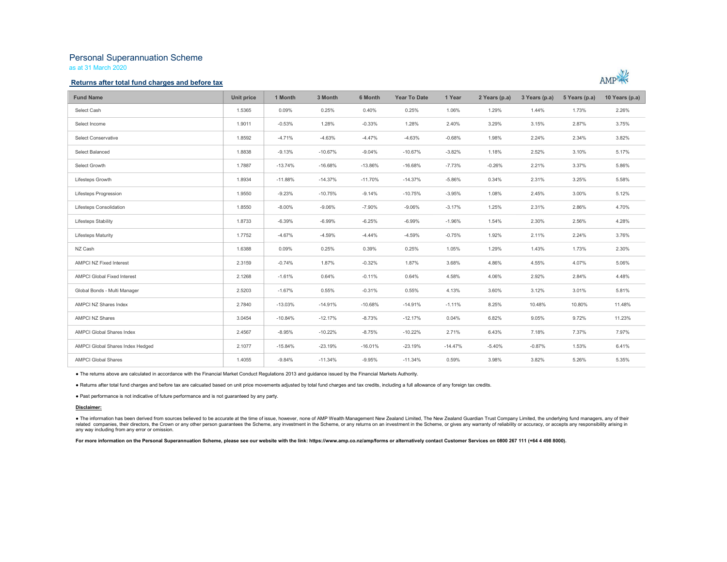# Personal Superannuation Scheme

as at 31 March 2020

## Returns after total fund charges and before tax

| Fund Name | Unit price | 1 Month | 3 Month | 6 Month | Year To Date | 1 Year | 2 Years (p.a) | 3 Years (p.a) | 5 Years (p.a) | 10 Years (p.a) |
|---|---|---|---|---|---|---|---|---|---|---|
| Select Cash | 1.5365 | 0.09% | 0.25% | 0.40% | 0.25% | 1.06% | 1.29% | 1.44% | 1.73% | 2.26% |
| Select Income | 1.9011 | -0.53% | 1.28% | -0.33% | 1.28% | 2.40% | 3.29% | 3.15% | 2.87% | 3.75% |
| Select Conservative | 1.8592 | -4.71% | -4.63% | -4.47% | -4.63% | -0.68% | 1.98% | 2.24% | 2.34% | 3.82% |
| Select Balanced | 1.8838 | -9.13% | -10.67% | -9.04% | -10.67% | -3.82% | 1.18% | 2.52% | 3.10% | 5.17% |
| Select Growth | 1.7887 | -13.74% | -16.68% | -13.86% | -16.68% | -7.73% | -0.26% | 2.21% | 3.37% | 5.86% |
| Lifesteps Growth | 1.8934 | -11.88% | -14.37% | -11.70% | -14.37% | -5.86% | 0.34% | 2.31% | 3.25% | 5.58% |
| Lifesteps Progression | 1.9550 | -9.23% | -10.75% | -9.14% | -10.75% | -3.95% | 1.08% | 2.45% | 3.00% | 5.12% |
| Lifesteps Consolidation | 1.8550 | -8.00% | -9.06% | -7.90% | -9.06% | -3.17% | 1.25% | 2.31% | 2.86% | 4.70% |
| Lifesteps Stability | 1.8733 | -6.39% | -6.99% | -6.25% | -6.99% | -1.96% | 1.54% | 2.30% | 2.56% | 4.28% |
| Lifesteps Maturity | 1.7752 | -4.67% | -4.59% | -4.44% | -4.59% | -0.75% | 1.92% | 2.11% | 2.24% | 3.76% |
| NZ Cash | 1.6388 | 0.09% | 0.25% | 0.39% | 0.25% | 1.05% | 1.29% | 1.43% | 1.73% | 2.30% |
| AMPCI NZ Fixed Interest | 2.3159 | -0.74% | 1.87% | -0.32% | 1.87% | 3.68% | 4.86% | 4.55% | 4.07% | 5.06% |
| AMPCI Global Fixed Interest | 2.1268 | -1.61% | 0.64% | -0.11% | 0.64% | 4.58% | 4.06% | 2.92% | 2.84% | 4.48% |
| Global Bonds - Multi Manager | 2.5203 | -1.67% | 0.55% | -0.31% | 0.55% | 4.13% | 3.60% | 3.12% | 3.01% | 5.81% |
| AMPCI NZ Shares Index | 2.7840 | -13.03% | -14.91% | -10.68% | -14.91% | -1.11% | 8.25% | 10.48% | 10.80% | 11.48% |
| AMPCI NZ Shares | 3.0454 | -10.84% | -12.17% | -8.73% | -12.17% | 0.04% | 6.82% | 9.05% | 9.72% | 11.23% |
| AMPCI Global Shares Index | 2.4567 | -8.95% | -10.22% | -8.75% | -10.22% | 2.71% | 6.43% | 7.18% | 7.37% | 7.97% |
| AMPCI Global Shares Index Hedged | 2.1077 | -15.84% | -23.19% | -16.01% | -23.19% | -14.47% | -5.40% | -0.87% | 1.53% | 6.41% |
| AMPCI Global Shares | 1.4055 | -9.84% | -11.34% | -9.95% | -11.34% | 0.59% | 3.98% | 3.82% | 5.26% | 5.35% |

- The returns above are calculated in accordance with the Financial Market Conduct Regulations 2013 and guidance issued by the Financial Markets Authority.
- Returns after total fund charges and before tax are calcuated based on unit price movements adjusted by total fund charges and tax credits, including a full allowance of any foreign tax credits.
- Past performance is not indicative of future performance and is not guaranteed by any party.

**Disclaimer:**

- The information has been derived from sources believed to be accurate at the time of issue, however, none of AMP Wealth Management New Zealand Limited, The New Zealand Guardian Trust Company Limited, the underlying fund managers, any of their related companies, their directors, the Crown or any other person guarantees the Scheme, any investment in the Scheme, or any returns on an investment in the Scheme, or gives any warranty of reliability or accuracy, or accepts any responsibility arising in any way including from any error or omission.

**For more information on the Personal Superannuation Scheme, please see our website with the link: https://www.amp.co.nz/amp/forms or alternatively contact Customer Services on 0800 267 111 (+64 4 498 8000).**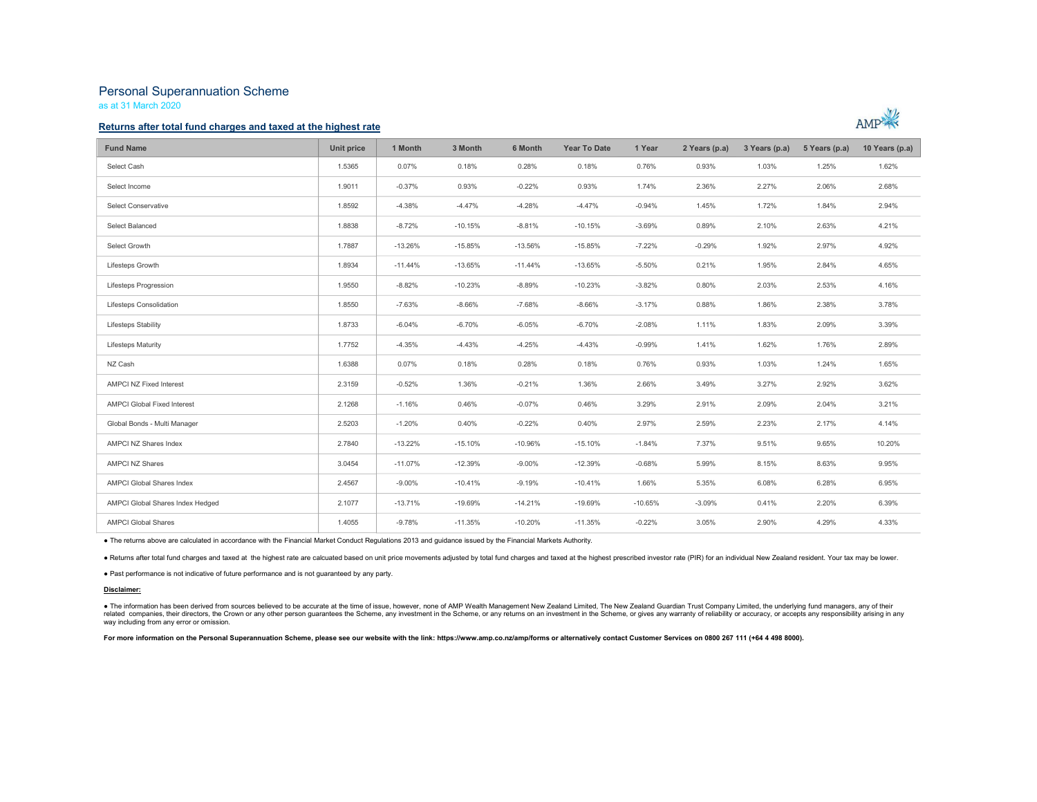# Personal Superannuation Scheme

as at 31 March 2020

## Returns after total fund charges and taxed at the highest rate

| Fund Name | Unit price | 1 Month | 3 Month | 6 Month | Year To Date | 1 Year | 2 Years (p.a) | 3 Years (p.a) | 5 Years (p.a) | 10 Years (p.a) |
|---|---|---|---|---|---|---|---|---|---|---|
| Select Cash | 1.5365 | 0.07% | 0.18% | 0.28% | 0.18% | 0.76% | 0.93% | 1.03% | 1.25% | 1.62% |
| Select Income | 1.9011 | -0.37% | 0.93% | -0.22% | 0.93% | 1.74% | 2.36% | 2.27% | 2.06% | 2.68% |
| Select Conservative | 1.8592 | -4.38% | -4.47% | -4.28% | -4.47% | -0.94% | 1.45% | 1.72% | 1.84% | 2.94% |
| Select Balanced | 1.8838 | -8.72% | -10.15% | -8.81% | -10.15% | -3.69% | 0.89% | 2.10% | 2.63% | 4.21% |
| Select Growth | 1.7887 | -13.26% | -15.85% | -13.56% | -15.85% | -7.22% | -0.29% | 1.92% | 2.97% | 4.92% |
| Lifesteps Growth | 1.8934 | -11.44% | -13.65% | -11.44% | -13.65% | -5.50% | 0.21% | 1.95% | 2.84% | 4.65% |
| Lifesteps Progression | 1.9550 | -8.82% | -10.23% | -8.89% | -10.23% | -3.82% | 0.80% | 2.03% | 2.53% | 4.16% |
| Lifesteps Consolidation | 1.8550 | -7.63% | -8.66% | -7.68% | -8.66% | -3.17% | 0.88% | 1.86% | 2.38% | 3.78% |
| Lifesteps Stability | 1.8733 | -6.04% | -6.70% | -6.05% | -6.70% | -2.08% | 1.11% | 1.83% | 2.09% | 3.39% |
| Lifesteps Maturity | 1.7752 | -4.35% | -4.43% | -4.25% | -4.43% | -0.99% | 1.41% | 1.62% | 1.76% | 2.89% |
| NZ Cash | 1.6388 | 0.07% | 0.18% | 0.28% | 0.18% | 0.76% | 0.93% | 1.03% | 1.24% | 1.65% |
| AMPCI NZ Fixed Interest | 2.3159 | -0.52% | 1.36% | -0.21% | 1.36% | 2.66% | 3.49% | 3.27% | 2.92% | 3.62% |
| AMPCI Global Fixed Interest | 2.1268 | -1.16% | 0.46% | -0.07% | 0.46% | 3.29% | 2.91% | 2.09% | 2.04% | 3.21% |
| Global Bonds - Multi Manager | 2.5203 | -1.20% | 0.40% | -0.22% | 0.40% | 2.97% | 2.59% | 2.23% | 2.17% | 4.14% |
| AMPCI NZ Shares Index | 2.7840 | -13.22% | -15.10% | -10.96% | -15.10% | -1.84% | 7.37% | 9.51% | 9.65% | 10.20% |
| AMPCI NZ Shares | 3.0454 | -11.07% | -12.39% | -9.00% | -12.39% | -0.68% | 5.99% | 8.15% | 8.63% | 9.95% |
| AMPCI Global Shares Index | 2.4567 | -9.00% | -10.41% | -9.19% | -10.41% | 1.66% | 5.35% | 6.08% | 6.28% | 6.95% |
| AMPCI Global Shares Index Hedged | 2.1077 | -13.71% | -19.69% | -14.21% | -19.69% | -10.65% | -3.09% | 0.41% | 2.20% | 6.39% |
| AMPCI Global Shares | 1.4055 | -9.78% | -11.35% | -10.20% | -11.35% | -0.22% | 3.05% | 2.90% | 4.29% | 4.33% |

- The returns above are calculated in accordance with the Financial Market Conduct Regulations 2013 and guidance issued by the Financial Markets Authority.

- Returns after total fund charges and taxed at the highest rate are calcuated based on unit price movements adjusted by total fund charges and taxed at the highest prescribed investor rate (PIR) for an individual New Zealand resident. Your tax may be lower.

- Past performance is not indicative of future performance and is not guaranteed by any party.

**Disclaimer:**

- The information has been derived from sources believed to be accurate at the time of issue, however, none of AMP Wealth Management New Zealand Limited, The New Zealand Guardian Trust Company Limited, the underlying fund managers, any of their related companies, their directors, the Crown or any other person guarantees the Scheme, any investment in the Scheme, or any returns on an investment in the Scheme, or gives any warranty of reliability or accuracy, or accepts any responsibility arising in any way including from any error or omission.

**For more information on the Personal Superannuation Scheme, please see our website with the link: https://www.amp.co.nz/amp/forms or alternatively contact Customer Services on 0800 267 111 (+64 4 498 8000).**